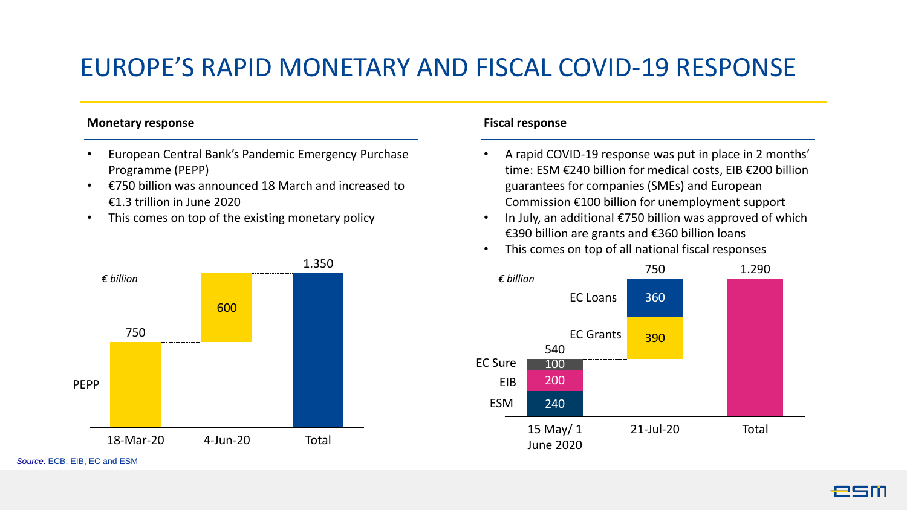# EUROPE'S RAPID MONETARY AND FISCAL COVID-19 RESPONSE

### Monetary response

- European Central Bank's Pandemic Emergency Purchase Programme (PEPP)
- €750 billion was announced 18 March and increased to €1.3 trillion in June 2020
- This comes on top of the existing monetary policy

*€ billion*

| | 18-Mar-20 | 4-Jun-20 | Total |
|---|---|---|---|
| PEPP | 750 | 600 | 1.350 |

### Fiscal response

- A rapid COVID-19 response was put in place in 2 months' time: ESM €240 billion for medical costs, EIB €200 billion guarantees for companies (SMEs) and European Commission €100 billion for unemployment support
- In July, an additional €750 billion was approved of which €390 billion are grants and €360 billion loans
- This comes on top of all national fiscal responses

*€ billion*

| | 15 May/ 1 June 2020 | 21-Jul-20 | Total |
|---|---|---|---|
| ESM | 240 | | |
| EIB | 200 | | |
| EC Sure | 100 | | |
| EC Grants | | 390 | |
| EC Loans | | 360 | |
| Total | 540 | 750 | 1.290 |

*Source:* ECB, EIB, EC and ESM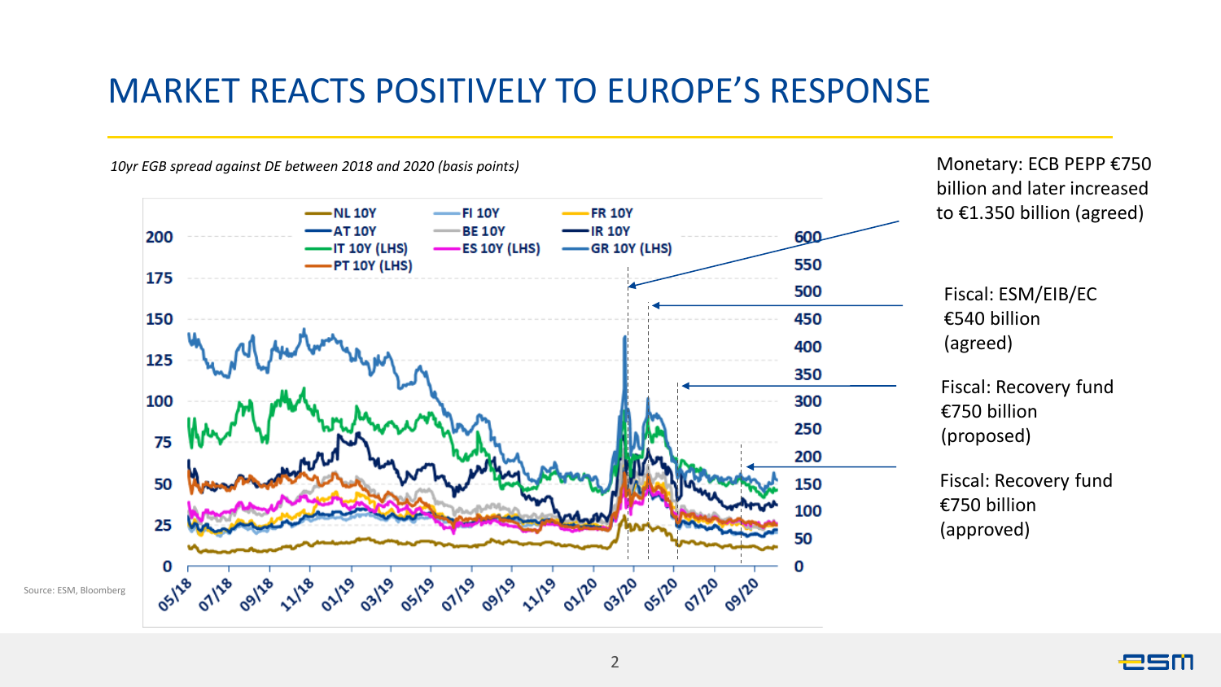# MARKET REACTS POSITIVELY TO EUROPE'S RESPONSE

*10yr EGB spread against DE between 2018 and 2020 (basis points)*

NL 10Y | FI 10Y | FR 10Y | AT 10Y | BE 10Y | IR 10Y | IT 10Y (LHS) | ES 10Y (LHS) | GR 10Y (LHS) | PT 10Y (LHS)

Source: ESM, Bloomberg

Monetary: ECB PEPP €750 billion and later increased to €1.350 billion (agreed)

Fiscal: ESM/EIB/EC €540 billion (agreed)

Fiscal: Recovery fund €750 billion (proposed)

Fiscal: Recovery fund €750 billion (approved)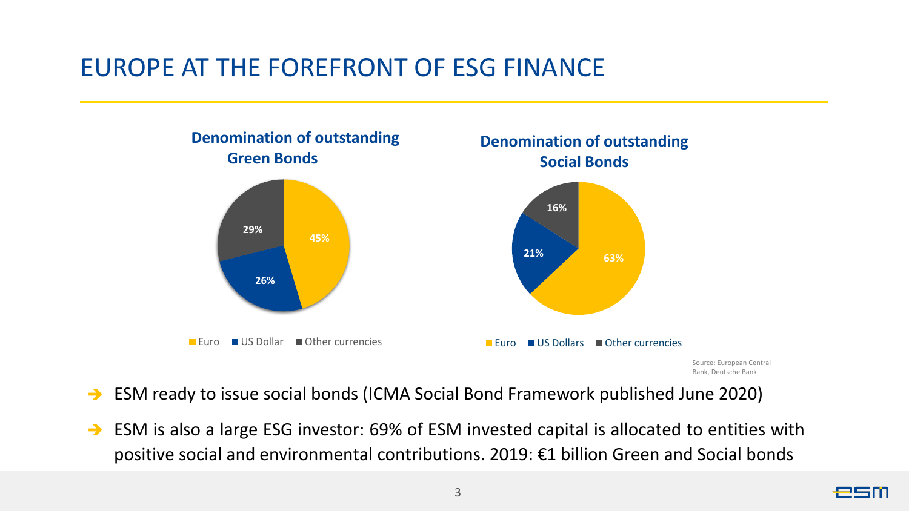# EUROPE AT THE FOREFRONT OF ESG FINANCE

**Denomination of outstanding Green Bonds**

45%
26%
29%

Euro
US Dollar
Other currencies

**Denomination of outstanding Social Bonds**

63%
21%
16%

Euro
US Dollars
Other currencies

Source: European Central Bank, Deutsche Bank

- ESM ready to issue social bonds (ICMA Social Bond Framework published June 2020)
- ESM is also a large ESG investor: 69% of ESM invested capital is allocated to entities with positive social and environmental contributions. 2019: €1 billion Green and Social bonds